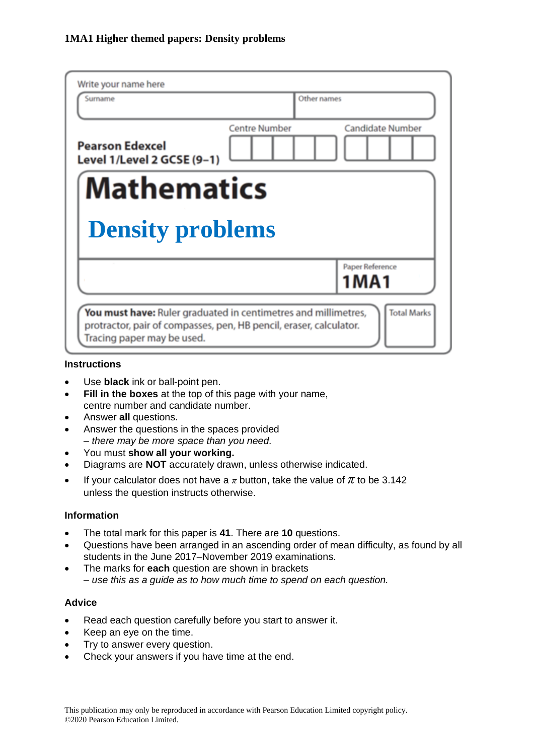**1MA1 Higher themed papers: Density problems**

Write your name here

| Surname | Other names |
| --- | --- |
| | |

**Pearson Edexcel Level 1/Level 2 GCSE (9–1)**

Centre Number | Candidate Number

# Mathematics

# Density problems

Paper Reference **1MA1**

**You must have:** Ruler graduated in centimetres and millimetres, protractor, pair of compasses, pen, HB pencil, eraser, calculator. Tracing paper may be used.

Total Marks

## Instructions

- Use **black** ink or ball-point pen.
- **Fill in the boxes** at the top of this page with your name, centre number and candidate number.
- Answer **all** questions.
- Answer the questions in the spaces provided
  *– there may be more space than you need.*
- You must **show all your working.**
- Diagrams are **NOT** accurately drawn, unless otherwise indicated.
- If your calculator does not have a $\pi$ button, take the value of $\pi$ to be 3.142 unless the question instructs otherwise.

## Information

- The total mark for this paper is **41**. There are **10** questions.
- Questions have been arranged in an ascending order of mean difficulty, as found by all students in the June 2017–November 2019 examinations.
- The marks for **each** question are shown in brackets
  *– use this as a guide as to how much time to spend on each question.*

## Advice

- Read each question carefully before you start to answer it.
- Keep an eye on the time.
- Try to answer every question.
- Check your answers if you have time at the end.

This publication may only be reproduced in accordance with Pearson Education Limited copyright policy.
©2020 Pearson Education Limited.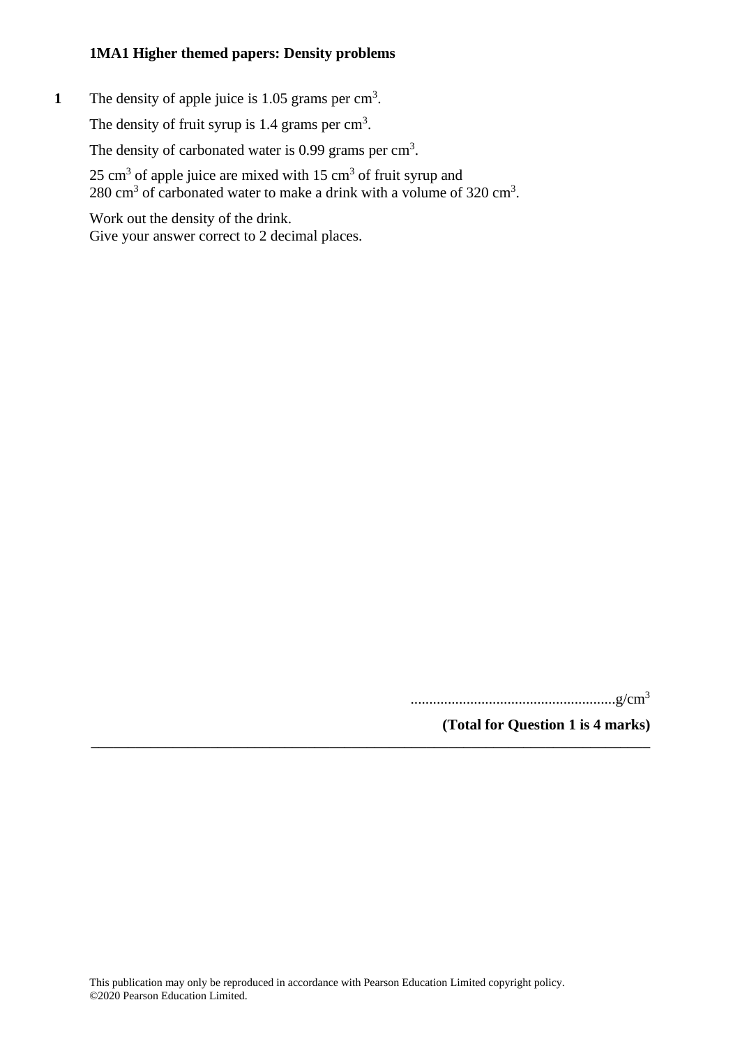**1MA1 Higher themed papers: Density problems**

**1** The density of apple juice is 1.05 grams per $cm^3$.

The density of fruit syrup is 1.4 grams per $cm^3$.

The density of carbonated water is 0.99 grams per $cm^3$.

25 $cm^3$ of apple juice are mixed with 15 $cm^3$ of fruit syrup and 280 $cm^3$ of carbonated water to make a drink with a volume of 320 $cm^3$.

Work out the density of the drink.
Give your answer correct to 2 decimal places.

.......................................................g/$cm^3$

**(Total for Question 1 is 4 marks)**

---

This publication may only be reproduced in accordance with Pearson Education Limited copyright policy.
©2020 Pearson Education Limited.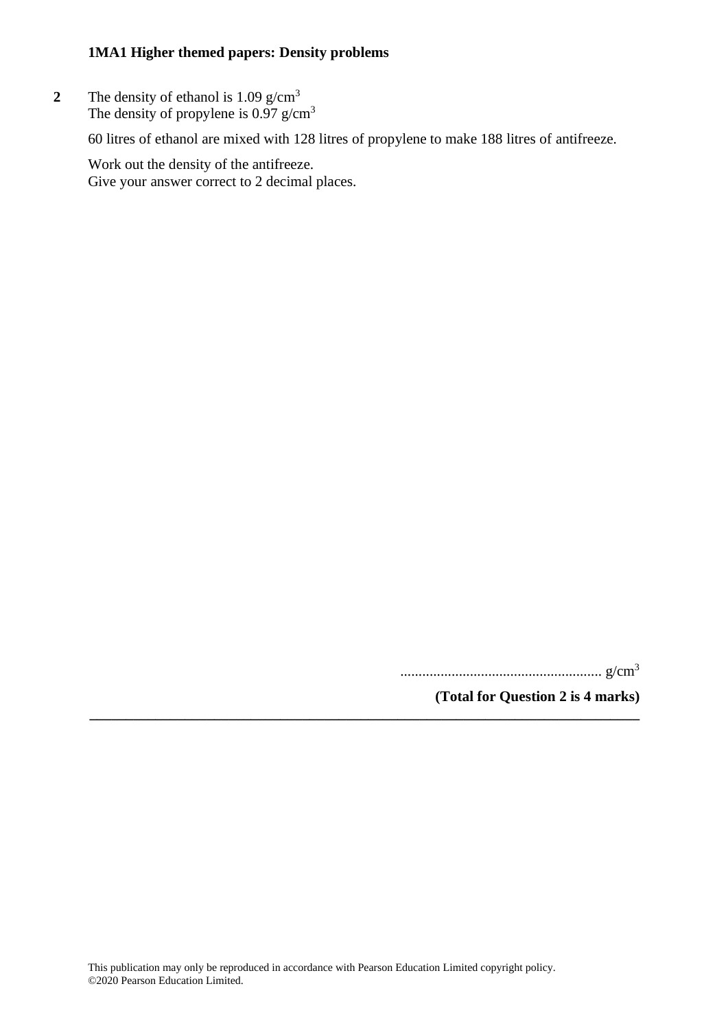**2** The density of ethanol is 1.09 g/cm$^3$
The density of propylene is 0.97 g/cm$^3$

60 litres of ethanol are mixed with 128 litres of propylene to make 188 litres of antifreeze.

Work out the density of the antifreeze.
Give your answer correct to 2 decimal places.

....................................................... g/cm$^3$

**(Total for Question 2 is 4 marks)**

---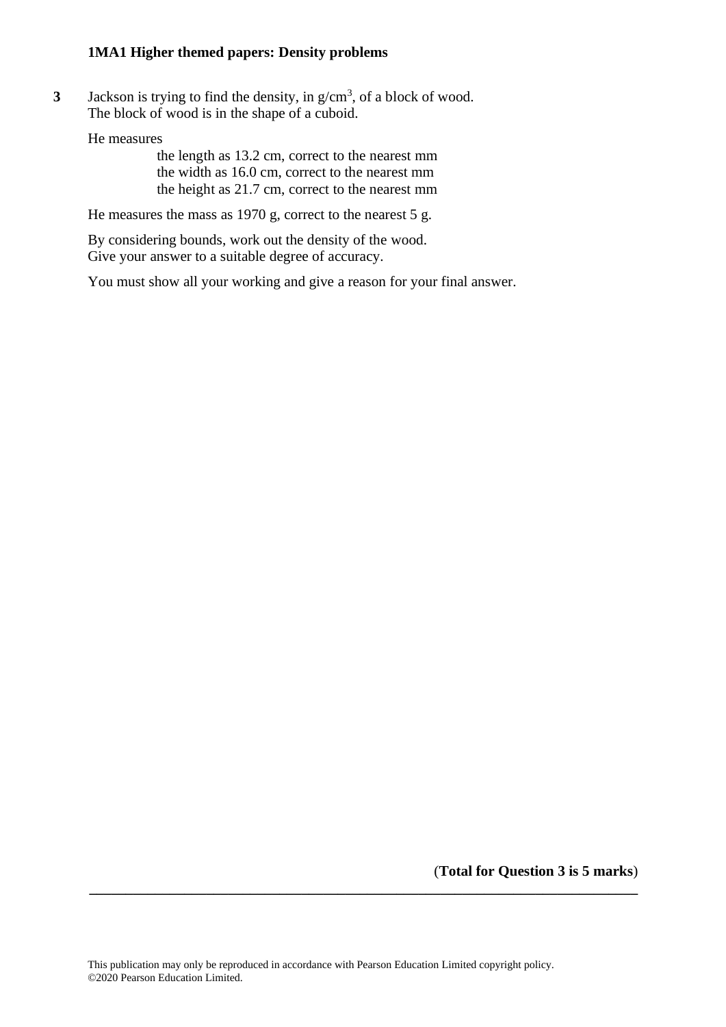**3** Jackson is trying to find the density, in g/cm$^3$, of a block of wood.
The block of wood is in the shape of a cuboid.

He measures

the length as 13.2 cm, correct to the nearest mm
the width as 16.0 cm, correct to the nearest mm
the height as 21.7 cm, correct to the nearest mm

He measures the mass as 1970 g, correct to the nearest 5 g.

By considering bounds, work out the density of the wood.
Give your answer to a suitable degree of accuracy.

You must show all your working and give a reason for your final answer.

(**Total for Question 3 is 5 marks**)

This publication may only be reproduced in accordance with Pearson Education Limited copyright policy.
©2020 Pearson Education Limited.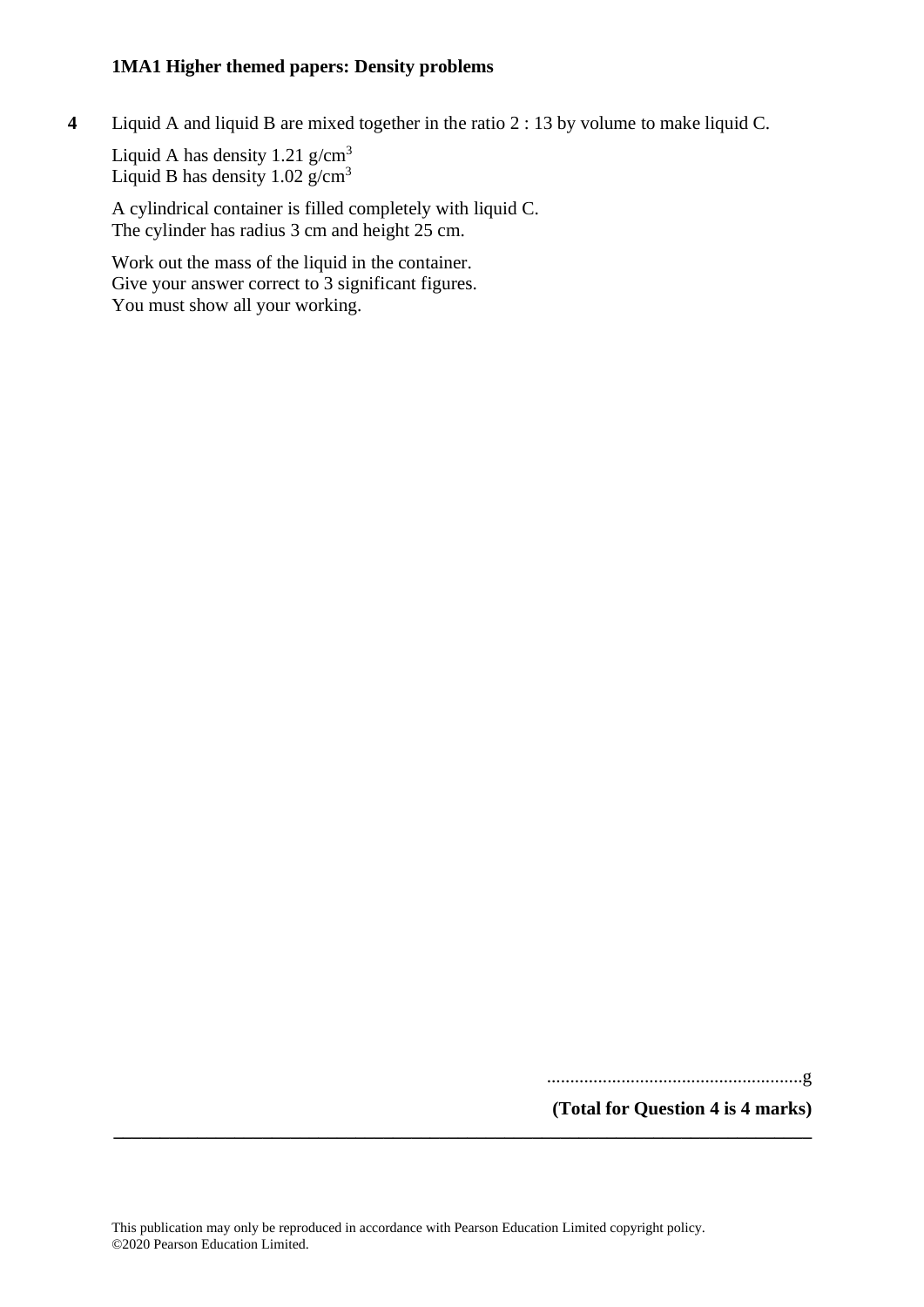**4** Liquid A and liquid B are mixed together in the ratio 2 : 13 by volume to make liquid C.

Liquid A has density 1.21 g/cm$^3$
Liquid B has density 1.02 g/cm$^3$

A cylindrical container is filled completely with liquid C.
The cylinder has radius 3 cm and height 25 cm.

Work out the mass of the liquid in the container.
Give your answer correct to 3 significant figures.
You must show all your working.

.......................................................g

**(Total for Question 4 is 4 marks)**

---

This publication may only be reproduced in accordance with Pearson Education Limited copyright policy.
©2020 Pearson Education Limited.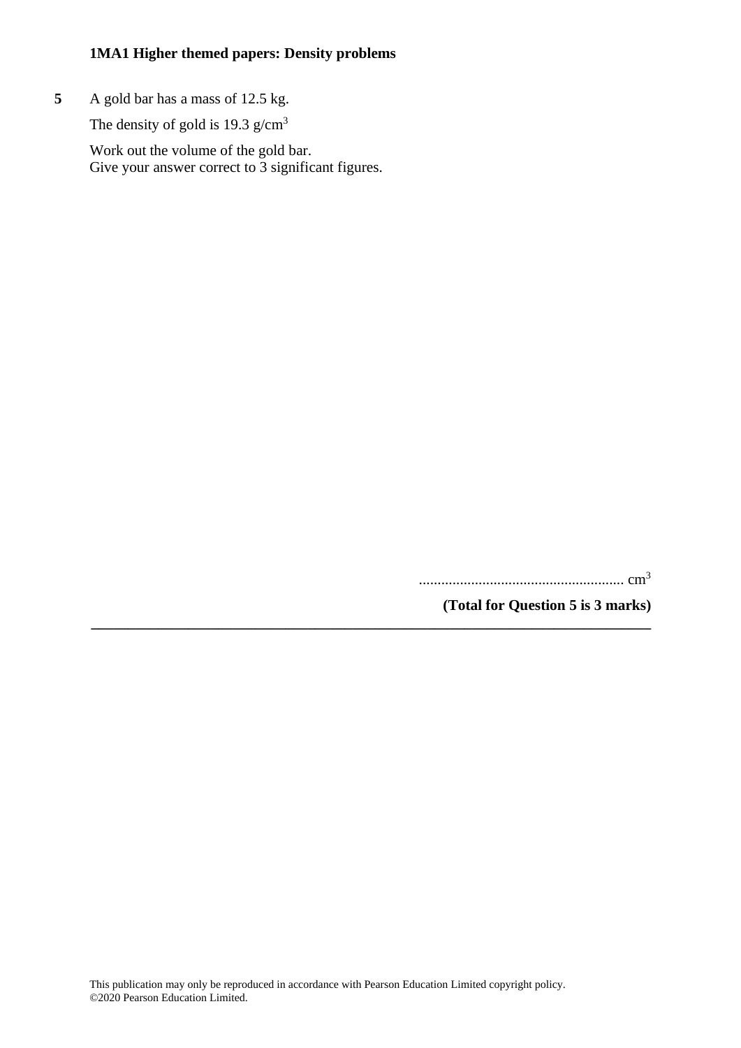**1MA1 Higher themed papers: Density problems**

**5** A gold bar has a mass of 12.5 kg.

The density of gold is 19.3 g/cm$^3$

Work out the volume of the gold bar.
Give your answer correct to 3 significant figures.

....................................................... cm$^3$

**(Total for Question 5 is 3 marks)**

---

This publication may only be reproduced in accordance with Pearson Education Limited copyright policy.
©2020 Pearson Education Limited.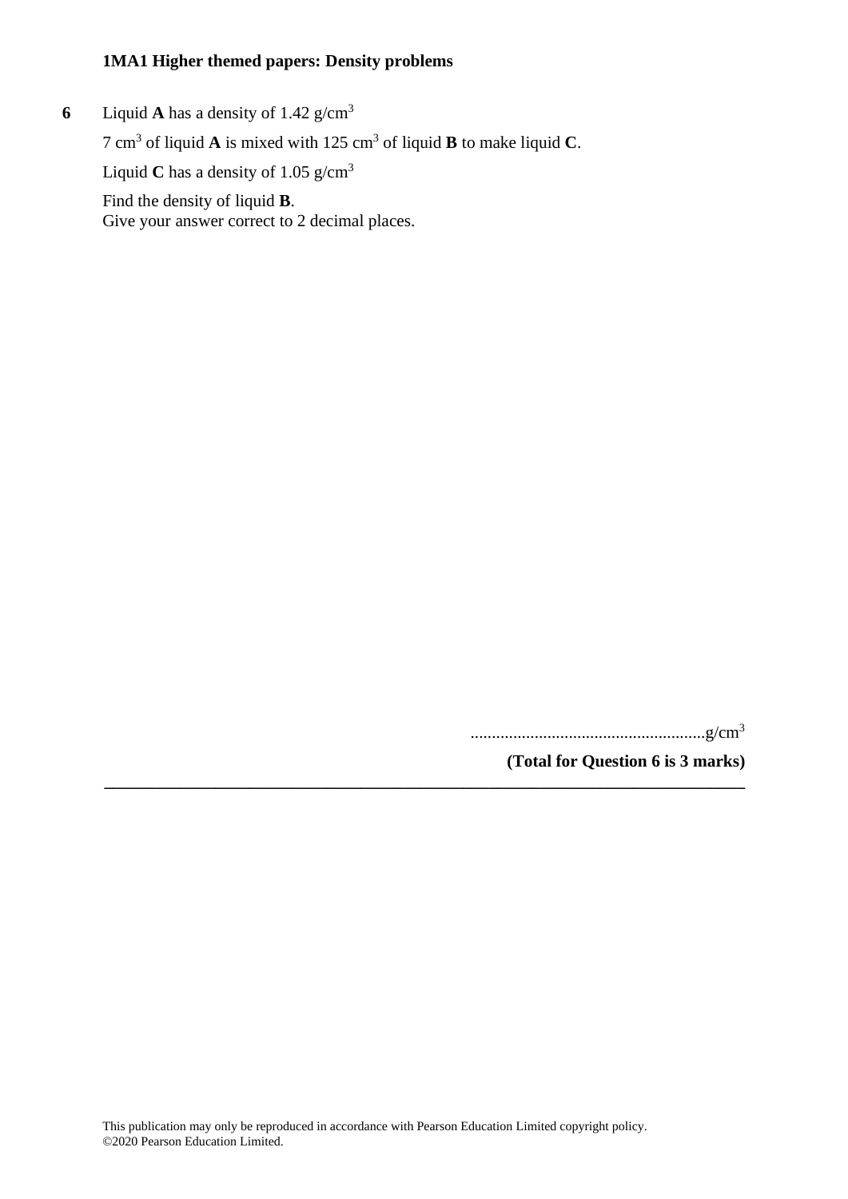**6** Liquid **A** has a density of 1.42 g/cm$^3$

7 cm$^3$ of liquid **A** is mixed with 125 cm$^3$ of liquid **B** to make liquid **C**.

Liquid **C** has a density of 1.05 g/cm$^3$

Find the density of liquid **B**.
Give your answer correct to 2 decimal places.

.......................................................g/cm$^3$

**(Total for Question 6 is 3 marks)**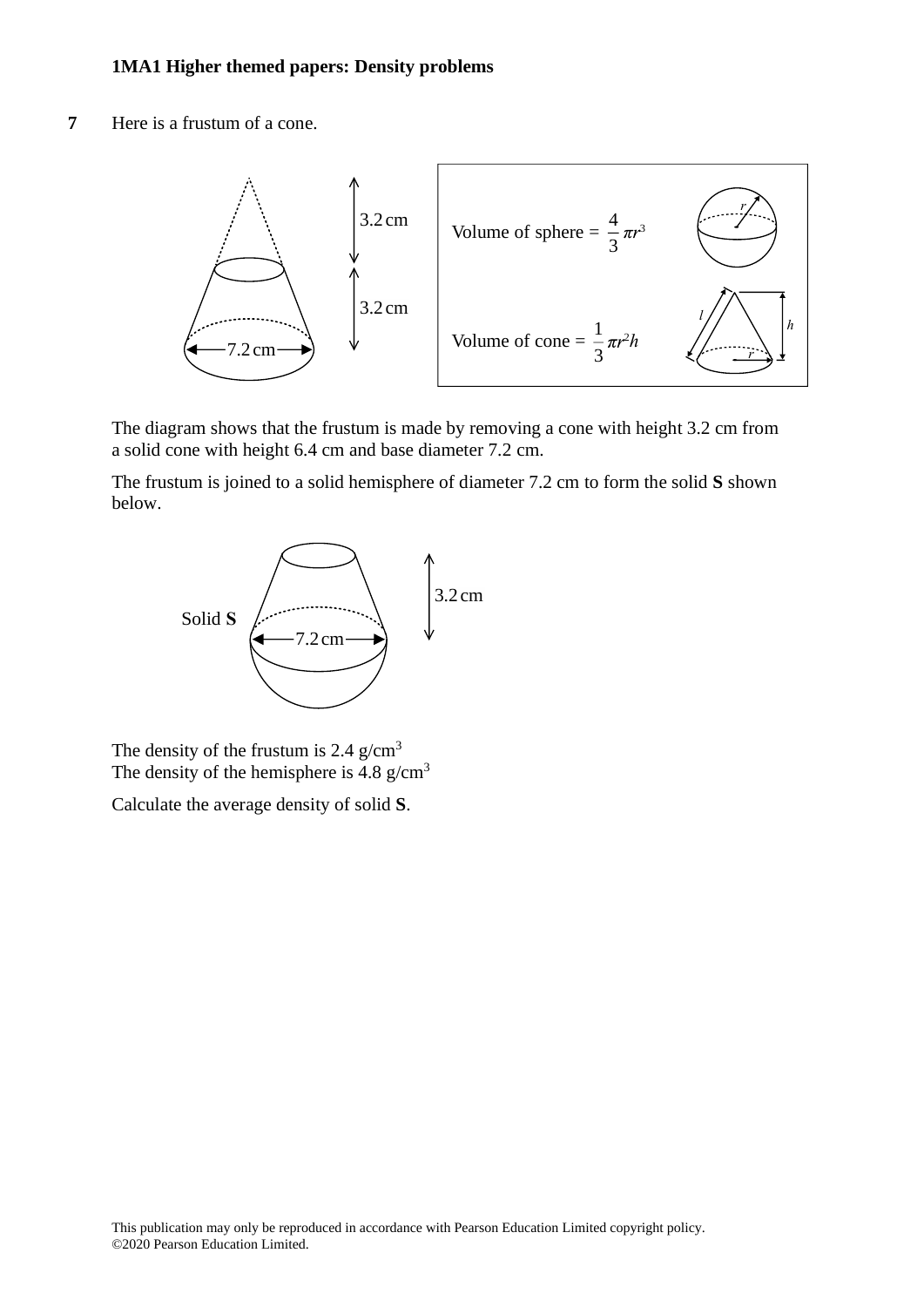**7** Here is a frustum of a cone.

3.2 cm

3.2 cm

7.2 cm

Volume of sphere = $\frac{4}{3}\pi r^3$

Volume of cone = $\frac{1}{3}\pi r^2 h$

The diagram shows that the frustum is made by removing a cone with height 3.2 cm from a solid cone with height 6.4 cm and base diameter 7.2 cm.

The frustum is joined to a solid hemisphere of diameter 7.2 cm to form the solid **S** shown below.

Solid **S**

3.2 cm

7.2 cm

The density of the frustum is 2.4 g/cm$^3$
The density of the hemisphere is 4.8 g/cm$^3$

Calculate the average density of solid **S**.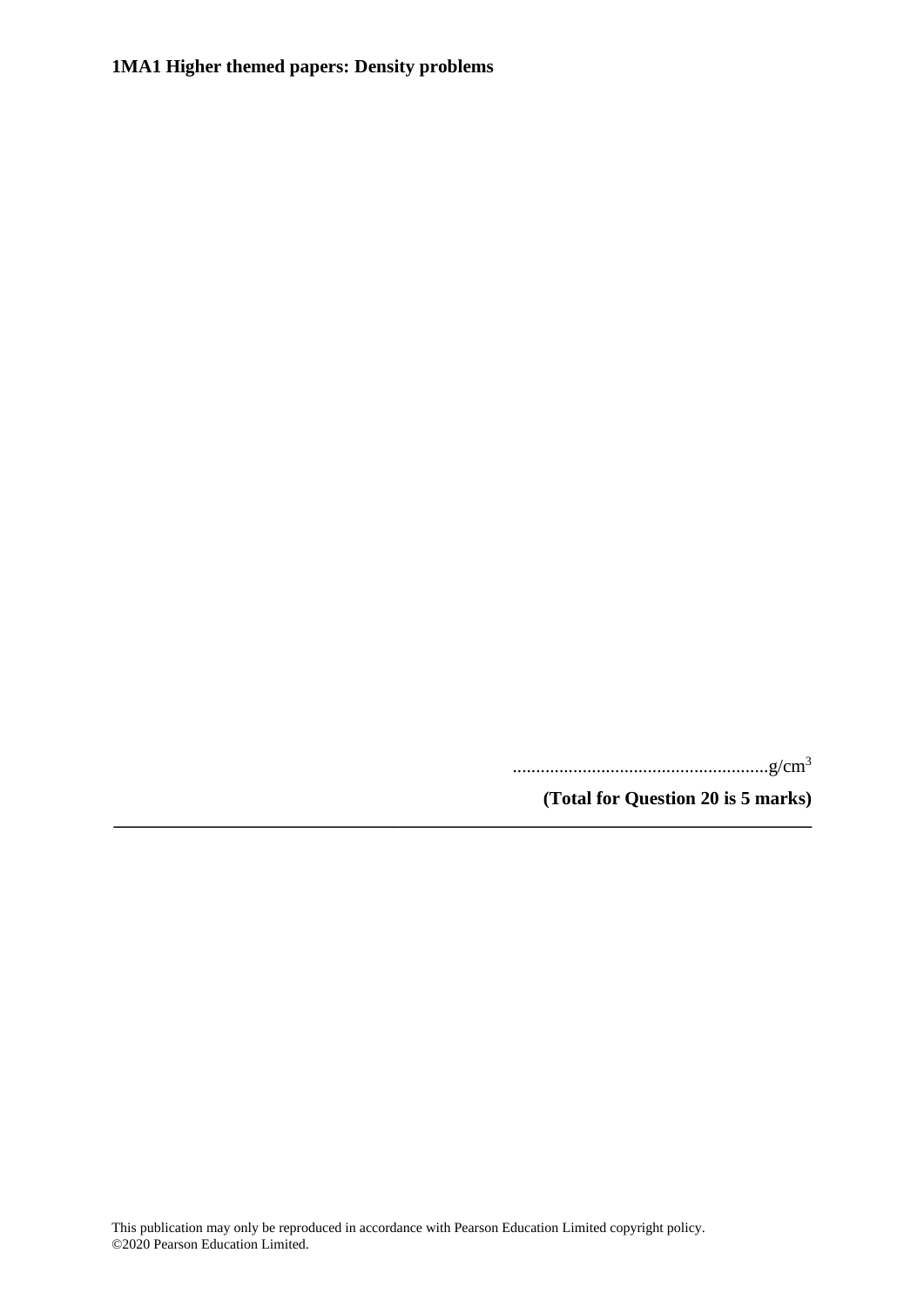.......................................................g/cm$^3$

**(Total for Question 20 is 5 marks)**

---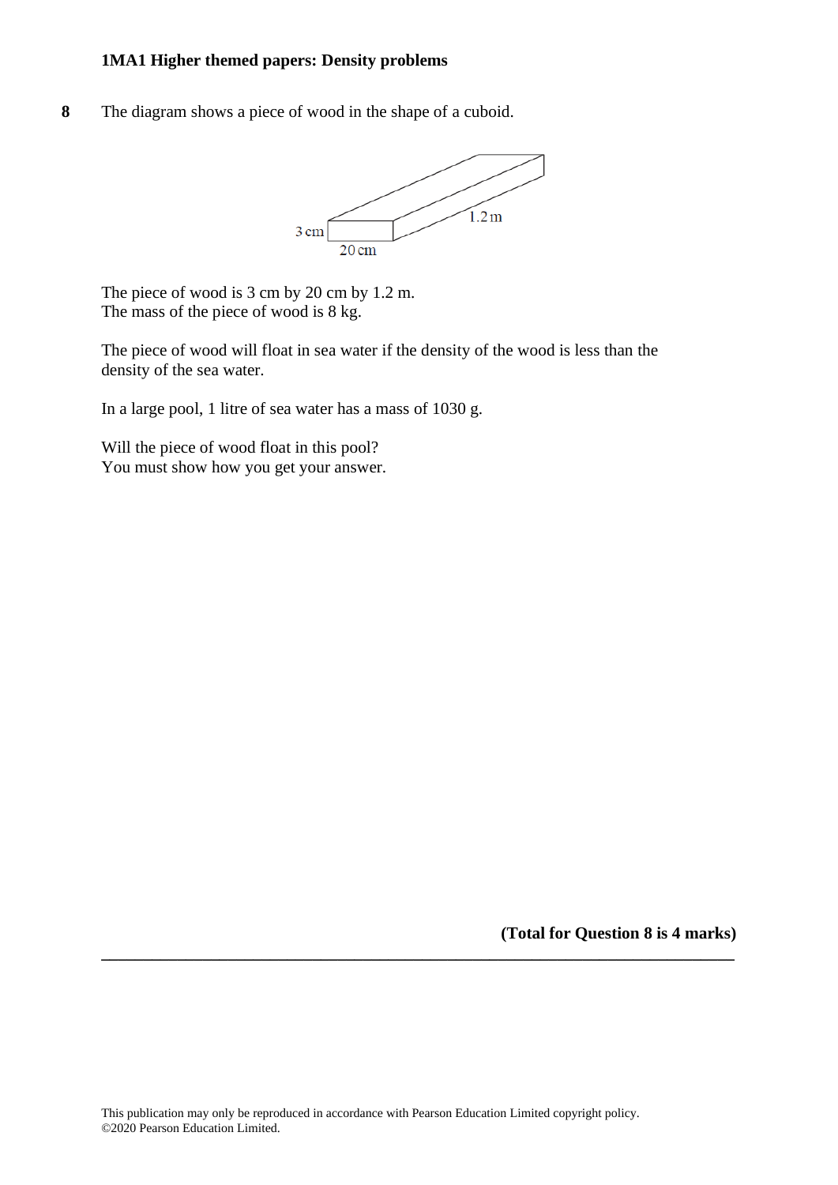**8** The diagram shows a piece of wood in the shape of a cuboid.

The piece of wood is 3 cm by 20 cm by 1.2 m.
The mass of the piece of wood is 8 kg.

The piece of wood will float in sea water if the density of the wood is less than the density of the sea water.

In a large pool, 1 litre of sea water has a mass of 1030 g.

Will the piece of wood float in this pool?
You must show how you get your answer.

**(Total for Question 8 is 4 marks)**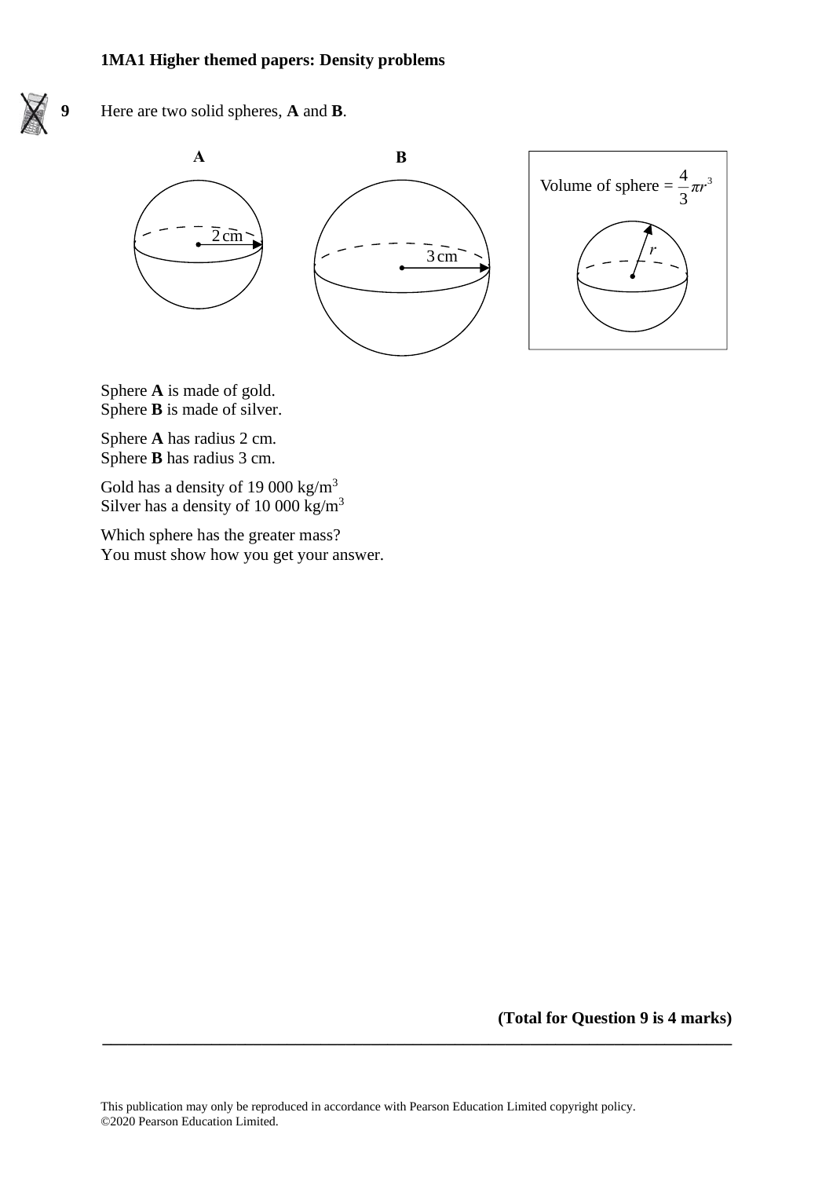**9** Here are two solid spheres, **A** and **B**.

**A** — 2 cm

**B** — 3 cm

Volume of sphere = $\frac{4}{3}\pi r^3$

Sphere **A** is made of gold.
Sphere **B** is made of silver.

Sphere **A** has radius 2 cm.
Sphere **B** has radius 3 cm.

Gold has a density of 19 000 kg/m$^3$
Silver has a density of 10 000 kg/m$^3$

Which sphere has the greater mass?
You must show how you get your answer.

**(Total for Question 9 is 4 marks)**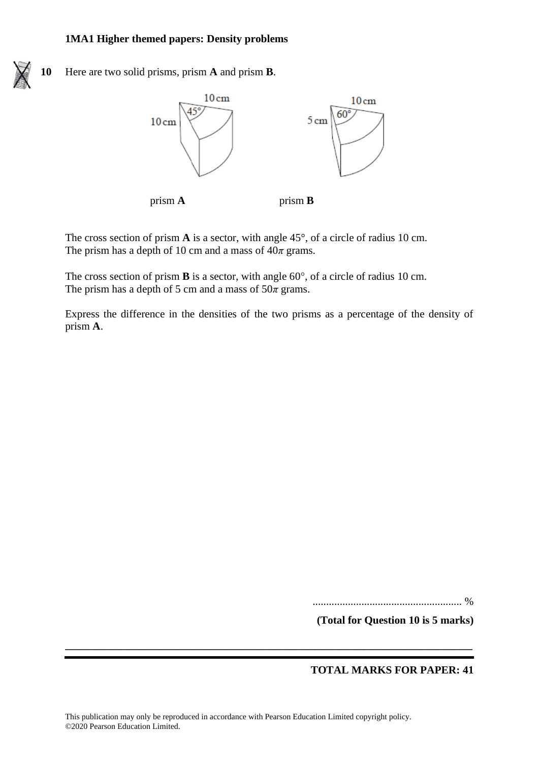**10** Here are two solid prisms, prism **A** and prism **B**.

10 cm

45°

10 cm

prism **A**

10 cm

60°

5 cm

prism **B**

The cross section of prism **A** is a sector, with angle 45°, of a circle of radius 10 cm.
The prism has a depth of 10 cm and a mass of $40\pi$ grams.

The cross section of prism **B** is a sector, with angle 60°, of a circle of radius 10 cm.
The prism has a depth of 5 cm and a mass of $50\pi$ grams.

Express the difference in the densities of the two prisms as a percentage of the density of prism **A**.

....................................................... %

**(Total for Question 10 is 5 marks)**

---

**TOTAL MARKS FOR PAPER: 41**

This publication may only be reproduced in accordance with Pearson Education Limited copyright policy.
©2020 Pearson Education Limited.